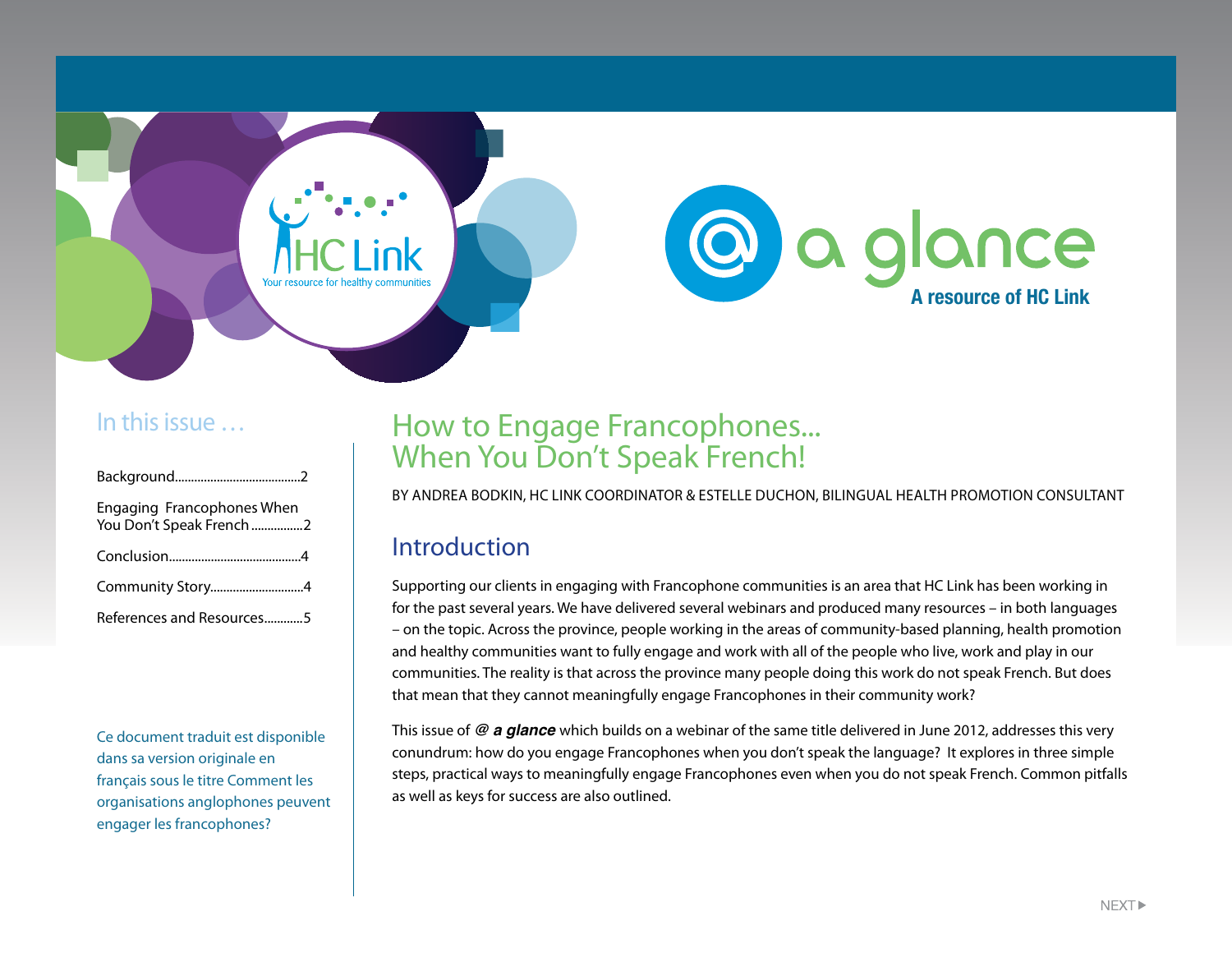HC Link

Your resource for healthy communities

# @ a glance

A resource of HC Link

## In this issue …

Background.......................................2

Engaging Francophones When You Don't Speak French ................2

Conclusion.........................................4

Community Story.............................4

References and Resources............5

Ce document traduit est disponible dans sa version originale en français sous le titre Comment les organisations anglophones peuvent engager les francophones?

# How to Engage Francophones... When You Don't Speak French!

BY ANDREA BODKIN, HC LINK COORDINATOR & ESTELLE DUCHON, BILINGUAL HEALTH PROMOTION CONSULTANT

## Introduction

Supporting our clients in engaging with Francophone communities is an area that HC Link has been working in for the past several years. We have delivered several webinars and produced many resources – in both languages – on the topic. Across the province, people working in the areas of community-based planning, health promotion and healthy communities want to fully engage and work with all of the people who live, work and play in our communities. The reality is that across the province many people doing this work do not speak French. But does that mean that they cannot meaningfully engage Francophones in their community work?

This issue of ***@ a glance*** which builds on a webinar of the same title delivered in June 2012, addresses this very conundrum: how do you engage Francophones when you don't speak the language? It explores in three simple steps, practical ways to meaningfully engage Francophones even when you do not speak French. Common pitfalls as well as keys for success are also outlined.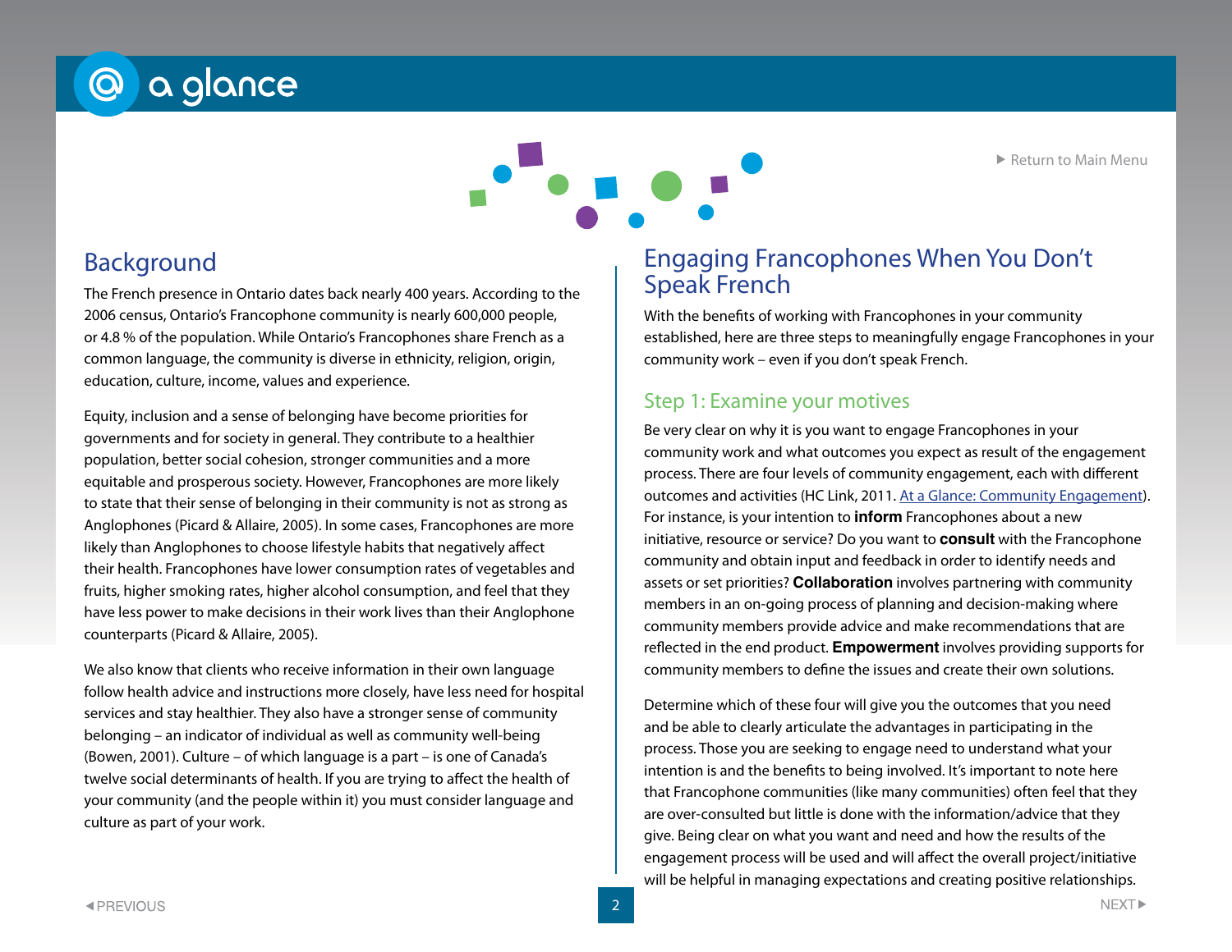## Background

The French presence in Ontario dates back nearly 400 years. According to the 2006 census, Ontario's Francophone community is nearly 600,000 people, or 4.8 % of the population. While Ontario's Francophones share French as a common language, the community is diverse in ethnicity, religion, origin, education, culture, income, values and experience.

Equity, inclusion and a sense of belonging have become priorities for governments and for society in general. They contribute to a healthier population, better social cohesion, stronger communities and a more equitable and prosperous society. However, Francophones are more likely to state that their sense of belonging in their community is not as strong as Anglophones (Picard & Allaire, 2005). In some cases, Francophones are more likely than Anglophones to choose lifestyle habits that negatively affect their health. Francophones have lower consumption rates of vegetables and fruits, higher smoking rates, higher alcohol consumption, and feel that they have less power to make decisions in their work lives than their Anglophone counterparts (Picard & Allaire, 2005).

We also know that clients who receive information in their own language follow health advice and instructions more closely, have less need for hospital services and stay healthier. They also have a stronger sense of community belonging – an indicator of individual as well as community well-being (Bowen, 2001). Culture – of which language is a part – is one of Canada's twelve social determinants of health. If you are trying to affect the health of your community (and the people within it) you must consider language and culture as part of your work.

## Engaging Francophones When You Don't Speak French

With the benefits of working with Francophones in your community established, here are three steps to meaningfully engage Francophones in your community work – even if you don't speak French.

### Step 1: Examine your motives

Be very clear on why it is you want to engage Francophones in your community work and what outcomes you expect as result of the engagement process. There are four levels of community engagement, each with different outcomes and activities (HC Link, 2011. At a Glance: Community Engagement). For instance, is your intention to **inform** Francophones about a new initiative, resource or service? Do you want to **consult** with the Francophone community and obtain input and feedback in order to identify needs and assets or set priorities? **Collaboration** involves partnering with community members in an on-going process of planning and decision-making where community members provide advice and make recommendations that are reflected in the end product. **Empowerment** involves providing supports for community members to define the issues and create their own solutions.

Determine which of these four will give you the outcomes that you need and be able to clearly articulate the advantages in participating in the process. Those you are seeking to engage need to understand what your intention is and the benefits to being involved. It's important to note here that Francophone communities (like many communities) often feel that they are over-consulted but little is done with the information/advice that they give. Being clear on what you want and need and how the results of the engagement process will be used and will affect the overall project/initiative will be helpful in managing expectations and creating positive relationships.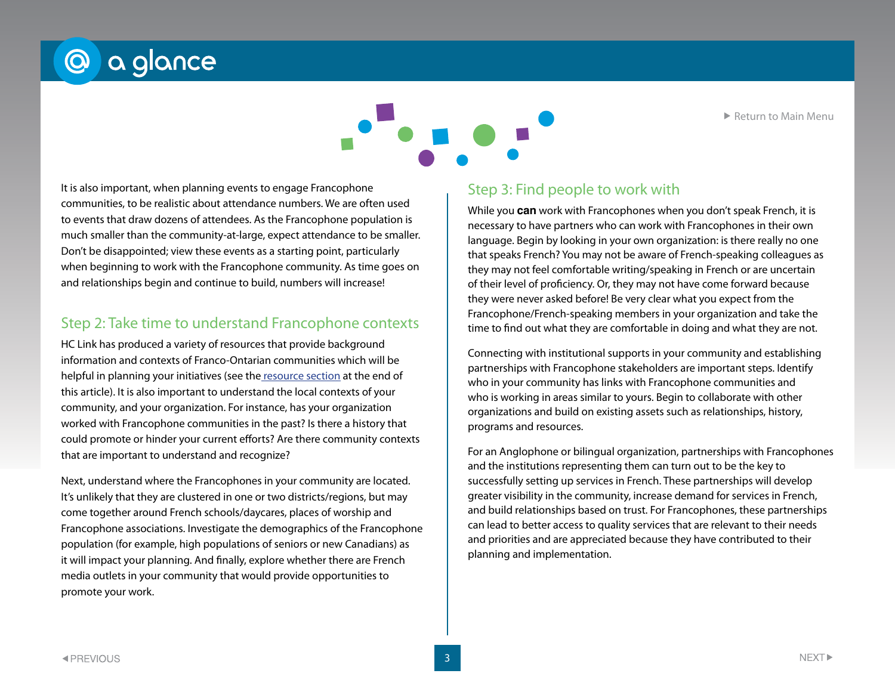It is also important, when planning events to engage Francophone communities, to be realistic about attendance numbers. We are often used to events that draw dozens of attendees. As the Francophone population is much smaller than the community-at-large, expect attendance to be smaller. Don't be disappointed; view these events as a starting point, particularly when beginning to work with the Francophone community. As time goes on and relationships begin and continue to build, numbers will increase!

## Step 2: Take time to understand Francophone contexts

HC Link has produced a variety of resources that provide background information and contexts of Franco-Ontarian communities which will be helpful in planning your initiatives (see the resource section at the end of this article). It is also important to understand the local contexts of your community, and your organization. For instance, has your organization worked with Francophone communities in the past? Is there a history that could promote or hinder your current efforts? Are there community contexts that are important to understand and recognize?

Next, understand where the Francophones in your community are located. It's unlikely that they are clustered in one or two districts/regions, but may come together around French schools/daycares, places of worship and Francophone associations. Investigate the demographics of the Francophone population (for example, high populations of seniors or new Canadians) as it will impact your planning. And finally, explore whether there are French media outlets in your community that would provide opportunities to promote your work.

## Step 3: Find people to work with

While you **can** work with Francophones when you don't speak French, it is necessary to have partners who can work with Francophones in their own language. Begin by looking in your own organization: is there really no one that speaks French? You may not be aware of French-speaking colleagues as they may not feel comfortable writing/speaking in French or are uncertain of their level of proficiency. Or, they may not have come forward because they were never asked before! Be very clear what you expect from the Francophone/French-speaking members in your organization and take the time to find out what they are comfortable in doing and what they are not.

Connecting with institutional supports in your community and establishing partnerships with Francophone stakeholders are important steps. Identify who in your community has links with Francophone communities and who is working in areas similar to yours. Begin to collaborate with other organizations and build on existing assets such as relationships, history, programs and resources.

For an Anglophone or bilingual organization, partnerships with Francophones and the institutions representing them can turn out to be the key to successfully setting up services in French. These partnerships will develop greater visibility in the community, increase demand for services in French, and build relationships based on trust. For Francophones, these partnerships can lead to better access to quality services that are relevant to their needs and priorities and are appreciated because they have contributed to their planning and implementation.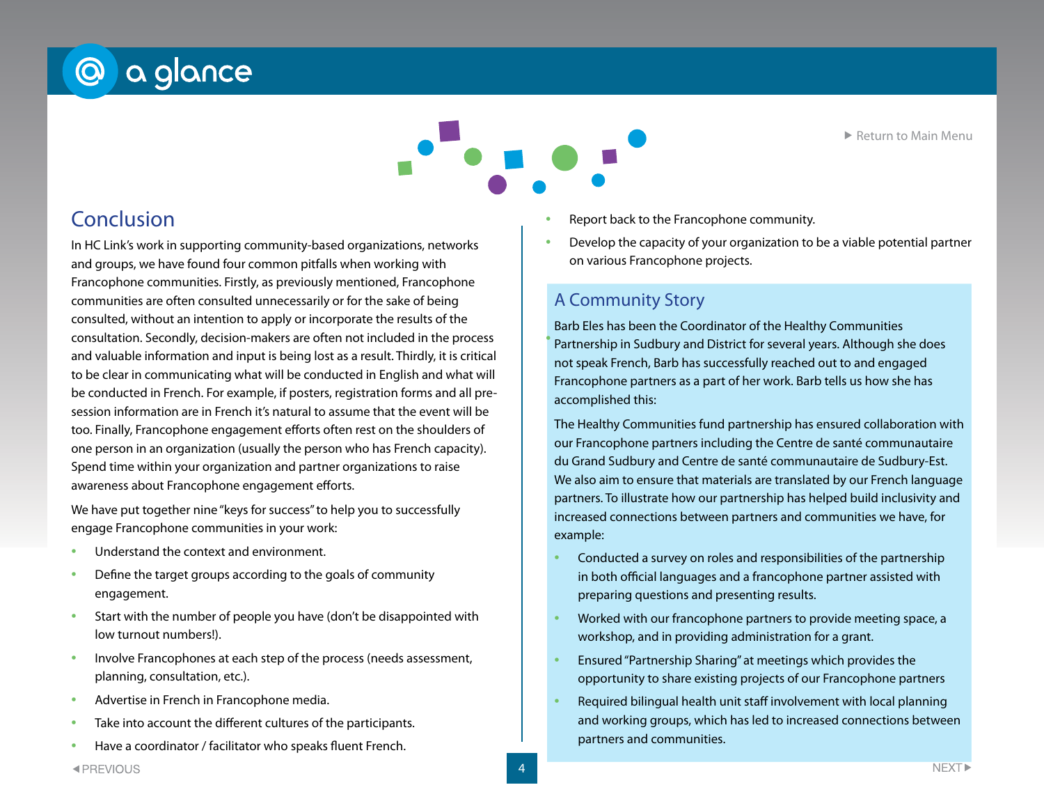## Conclusion

In HC Link's work in supporting community-based organizations, networks and groups, we have found four common pitfalls when working with Francophone communities. Firstly, as previously mentioned, Francophone communities are often consulted unnecessarily or for the sake of being consulted, without an intention to apply or incorporate the results of the consultation. Secondly, decision-makers are often not included in the process and valuable information and input is being lost as a result. Thirdly, it is critical to be clear in communicating what will be conducted in English and what will be conducted in French. For example, if posters, registration forms and all pre-session information are in French it's natural to assume that the event will be too. Finally, Francophone engagement efforts often rest on the shoulders of one person in an organization (usually the person who has French capacity). Spend time within your organization and partner organizations to raise awareness about Francophone engagement efforts.

We have put together nine "keys for success" to help you to successfully engage Francophone communities in your work:

- Understand the context and environment.
- Define the target groups according to the goals of community engagement.
- Start with the number of people you have (don't be disappointed with low turnout numbers!).
- Involve Francophones at each step of the process (needs assessment, planning, consultation, etc.).
- Advertise in French in Francophone media.
- Take into account the different cultures of the participants.
- Have a coordinator / facilitator who speaks fluent French.
- Report back to the Francophone community.
- Develop the capacity of your organization to be a viable potential partner on various Francophone projects.

### A Community Story

Barb Eles has been the Coordinator of the Healthy Communities Partnership in Sudbury and District for several years. Although she does not speak French, Barb has successfully reached out to and engaged Francophone partners as a part of her work. Barb tells us how she has accomplished this:

The Healthy Communities fund partnership has ensured collaboration with our Francophone partners including the Centre de santé communautaire du Grand Sudbury and Centre de santé communautaire de Sudbury-Est. We also aim to ensure that materials are translated by our French language partners. To illustrate how our partnership has helped build inclusivity and increased connections between partners and communities we have, for example:

- Conducted a survey on roles and responsibilities of the partnership in both official languages and a francophone partner assisted with preparing questions and presenting results.
- Worked with our francophone partners to provide meeting space, a workshop, and in providing administration for a grant.
- Ensured "Partnership Sharing" at meetings which provides the opportunity to share existing projects of our Francophone partners
- Required bilingual health unit staff involvement with local planning and working groups, which has led to increased connections between partners and communities.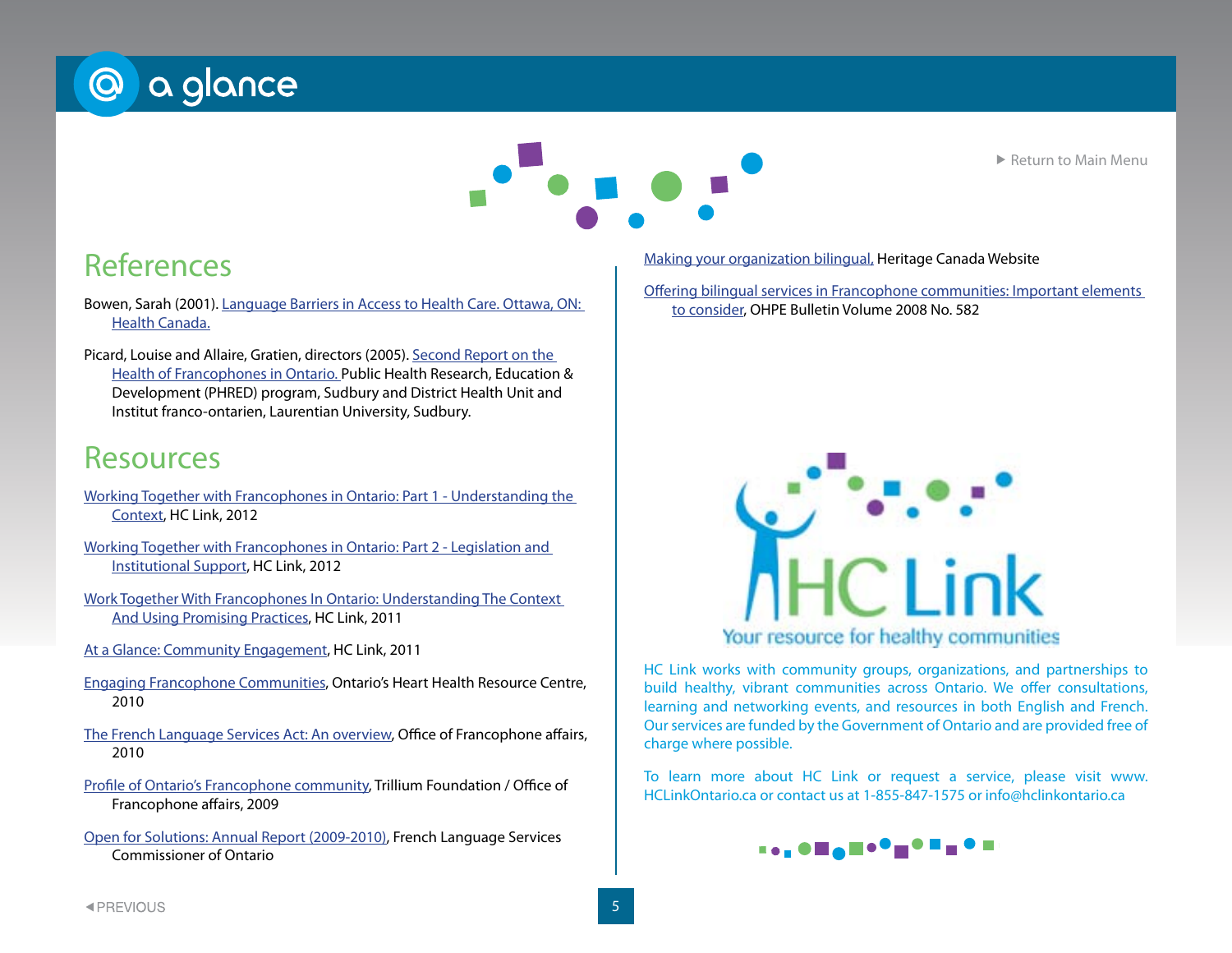## References

Bowen, Sarah (2001). Language Barriers in Access to Health Care. Ottawa, ON: Health Canada.

Picard, Louise and Allaire, Gratien, directors (2005). Second Report on the Health of Francophones in Ontario. Public Health Research, Education & Development (PHRED) program, Sudbury and District Health Unit and Institut franco-ontarien, Laurentian University, Sudbury.

## Resources

Working Together with Francophones in Ontario: Part 1 - Understanding the Context, HC Link, 2012

Working Together with Francophones in Ontario: Part 2 - Legislation and Institutional Support, HC Link, 2012

Work Together With Francophones In Ontario: Understanding The Context And Using Promising Practices, HC Link, 2011

At a Glance: Community Engagement, HC Link, 2011

Engaging Francophone Communities, Ontario's Heart Health Resource Centre, 2010

The French Language Services Act: An overview, Office of Francophone affairs, 2010

Profile of Ontario's Francophone community, Trillium Foundation / Office of Francophone affairs, 2009

Open for Solutions: Annual Report (2009-2010), French Language Services Commissioner of Ontario

Making your organization bilingual, Heritage Canada Website

Offering bilingual services in Francophone communities: Important elements to consider, OHPE Bulletin Volume 2008 No. 582

HC Link
Your resource for healthy communities

HC Link works with community groups, organizations, and partnerships to build healthy, vibrant communities across Ontario. We offer consultations, learning and networking events, and resources in both English and French. Our services are funded by the Government of Ontario and are provided free of charge where possible.

To learn more about HC Link or request a service, please visit www.HCLinkOntario.ca or contact us at 1-855-847-1575 or info@hclinkontario.ca